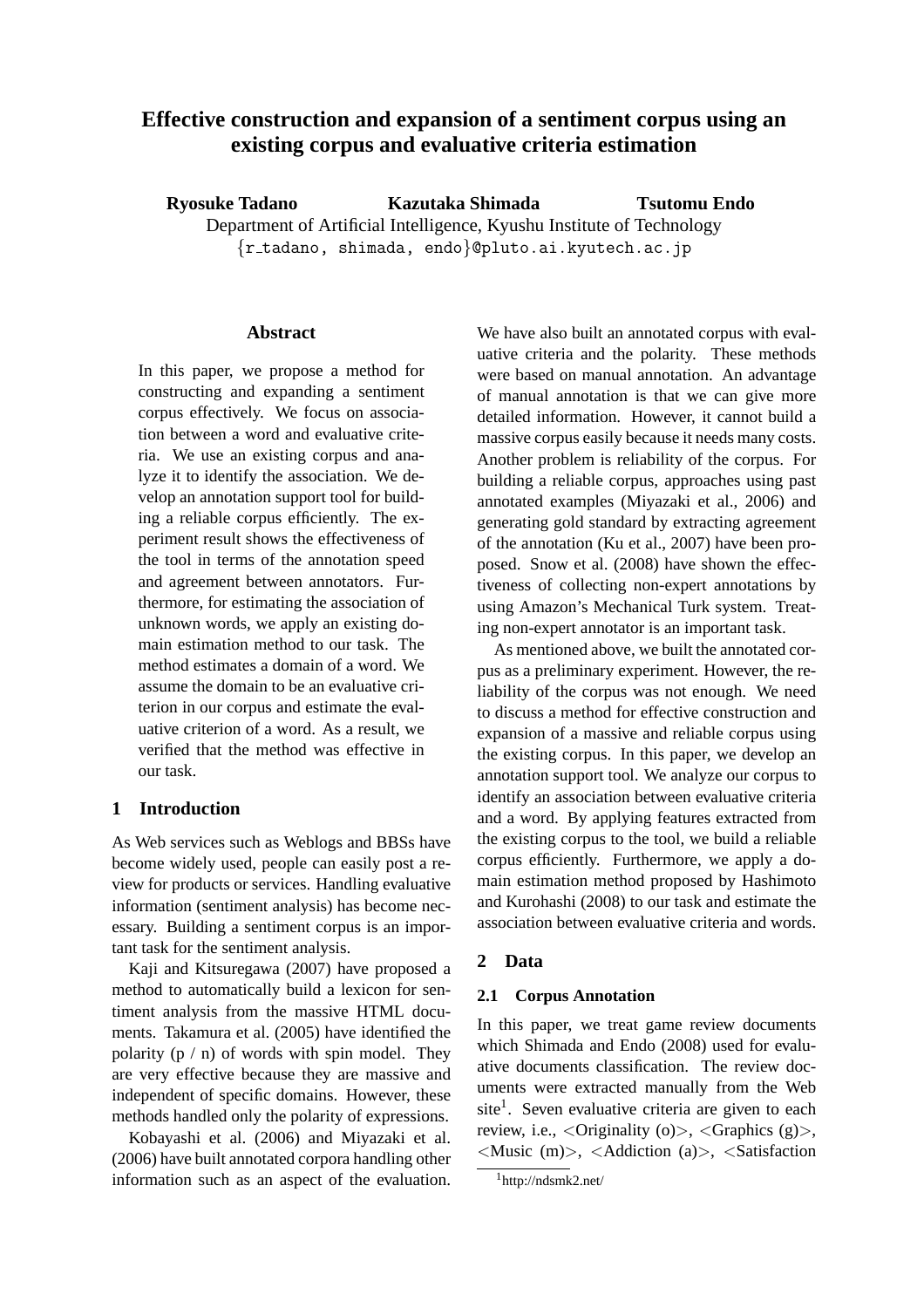# Effective construction and expansion of a sentiment corpus using an existing corpus and evaluative criteria estimation

**Ryosuke Tadano** **Kazutaka Shimada** **Tsutomu Endo**

Department of Artificial Intelligence, Kyushu Institute of Technology

{r_tadano, shimada, endo}@pluto.ai.kyutech.ac.jp

## Abstract

In this paper, we propose a method for constructing and expanding a sentiment corpus effectively. We focus on association between a word and evaluative criteria. We use an existing corpus and analyze it to identify the association. We develop an annotation support tool for building a reliable corpus efficiently. The experiment result shows the effectiveness of the tool in terms of the annotation speed and agreement between annotators. Furthermore, for estimating the association of unknown words, we apply an existing domain estimation method to our task. The method estimates a domain of a word. We assume the domain to be an evaluative criterion in our corpus and estimate the evaluative criterion of a word. As a result, we verified that the method was effective in our task.

## 1 Introduction

As Web services such as Weblogs and BBSs have become widely used, people can easily post a review for products or services. Handling evaluative information (sentiment analysis) has become necessary. Building a sentiment corpus is an important task for the sentiment analysis.

Kaji and Kitsuregawa (2007) have proposed a method to automatically build a lexicon for sentiment analysis from the massive HTML documents. Takamura et al. (2005) have identified the polarity (p / n) of words with spin model. They are very effective because they are massive and independent of specific domains. However, these methods handled only the polarity of expressions.

Kobayashi et al. (2006) and Miyazaki et al. (2006) have built annotated corpora handling other information such as an aspect of the evaluation. We have also built an annotated corpus with evaluative criteria and the polarity. These methods were based on manual annotation. An advantage of manual annotation is that we can give more detailed information. However, it cannot build a massive corpus easily because it needs many costs. Another problem is reliability of the corpus. For building a reliable corpus, approaches using past annotated examples (Miyazaki et al., 2006) and generating gold standard by extracting agreement of the annotation (Ku et al., 2007) have been proposed. Snow et al. (2008) have shown the effectiveness of collecting non-expert annotations by using Amazon's Mechanical Turk system. Treating non-expert annotator is an important task.

As mentioned above, we built the annotated corpus as a preliminary experiment. However, the reliability of the corpus was not enough. We need to discuss a method for effective construction and expansion of a massive and reliable corpus using the existing corpus. In this paper, we develop an annotation support tool. We analyze our corpus to identify an association between evaluative criteria and a word. By applying features extracted from the existing corpus to the tool, we build a reliable corpus efficiently. Furthermore, we apply a domain estimation method proposed by Hashimoto and Kurohashi (2008) to our task and estimate the association between evaluative criteria and words.

## 2 Data

### 2.1 Corpus Annotation

In this paper, we treat game review documents which Shimada and Endo (2008) used for evaluative documents classification. The review documents were extracted manually from the Web site[1]. Seven evaluative criteria are given to each review, i.e., <Originality (o)>, <Graphics (g)>, <Music (m)>, <Addiction (a)>, <Satisfaction

[1] http://ndsmk2.net/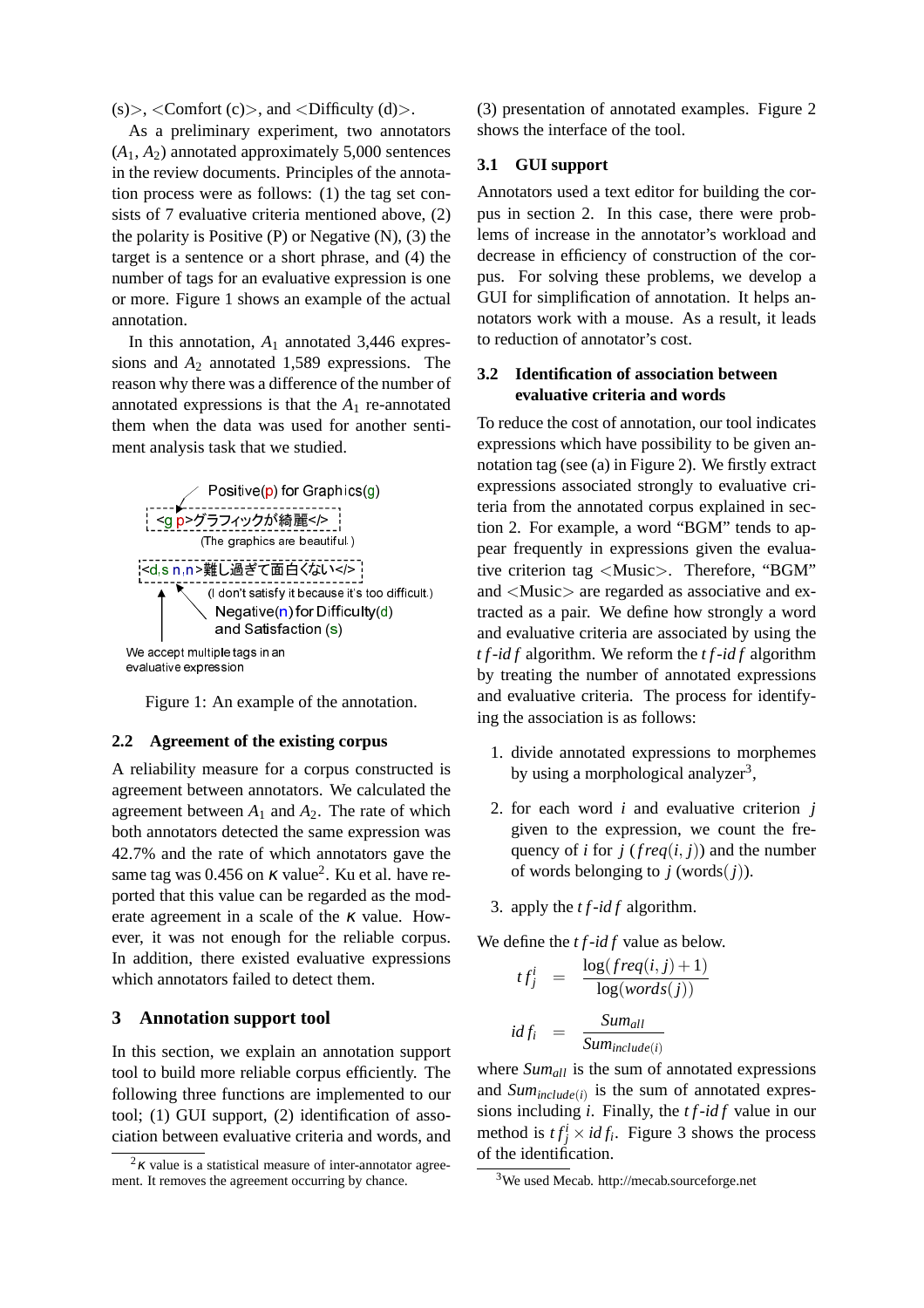(s)>, <Comfort (c)>, and <Difficulty (d)>.

As a preliminary experiment, two annotators ($A_1$, $A_2$) annotated approximately 5,000 sentences in the review documents. Principles of the annotation process were as follows: (1) the tag set consists of 7 evaluative criteria mentioned above, (2) the polarity is Positive (P) or Negative (N), (3) the target is a sentence or a short phrase, and (4) the number of tags for an evaluative expression is one or more. Figure 1 shows an example of the actual annotation.

In this annotation, $A_1$ annotated 3,446 expressions and $A_2$ annotated 1,589 expressions. The reason why there was a difference of the number of annotated expressions is that the $A_1$ re-annotated them when the data was used for another sentiment analysis task that we studied.

Positive(p) for Graphics(g)

<g p>グラフィックが綺麗</>

(The graphics are beautiful.)

<d,s n,n>難し過ぎて面白くない</>

(I don't satisfy it because it's too difficult.)

Negative(n) for Difficulty(d) and Satisfaction (s)

We accept multiple tags in an evaluative expression

Figure 1: An example of the annotation.

## 2.2 Agreement of the existing corpus

A reliability measure for a corpus constructed is agreement between annotators. We calculated the agreement between $A_1$ and $A_2$. The rate of which both annotators detected the same expression was 42.7% and the rate of which annotators gave the same tag was 0.456 on $\kappa$ value[2]. Ku et al. have reported that this value can be regarded as the moderate agreement in a scale of the $\kappa$ value. However, it was not enough for the reliable corpus. In addition, there existed evaluative expressions which annotators failed to detect them.

# 3 Annotation support tool

In this section, we explain an annotation support tool to build more reliable corpus efficiently. The following three functions are implemented to our tool; (1) GUI support, (2) identification of association between evaluative criteria and words, and (3) presentation of annotated examples. Figure 2 shows the interface of the tool.

## 3.1 GUI support

Annotators used a text editor for building the corpus in section 2. In this case, there were problems of increase in the annotator's workload and decrease in efficiency of construction of the corpus. For solving these problems, we develop a GUI for simplification of annotation. It helps annotators work with a mouse. As a result, it leads to reduction of annotator's cost.

## 3.2 Identification of association between evaluative criteria and words

To reduce the cost of annotation, our tool indicates expressions which have possibility to be given annotation tag (see (a) in Figure 2). We firstly extract expressions associated strongly to evaluative criteria from the annotated corpus explained in section 2. For example, a word "BGM" tends to appear frequently in expressions given the evaluative criterion tag <Music>. Therefore, "BGM" and <Music> are regarded as associative and extracted as a pair. We define how strongly a word and evaluative criteria are associated by using the $tf$-$idf$ algorithm. We reform the $tf$-$idf$ algorithm by treating the number of annotated expressions and evaluative criteria. The process for identifying the association is as follows:

1. divide annotated expressions to morphemes by using a morphological analyzer[3],
2. for each word $i$ and evaluative criterion $j$ given to the expression, we count the frequency of $i$ for $j$ ($freq(i,j)$) and the number of words belonging to $j$ ($words(j)$).
3. apply the $tf$-$idf$ algorithm.

We define the $tf$-$idf$ value as below.

$$tf_j^i = \frac{\log(freq(i,j)+1)}{\log(words(j))}$$

$$idf_i = \frac{Sum_{all}}{Sum_{include(i)}}$$

where $Sum_{all}$ is the sum of annotated expressions and $Sum_{include(i)}$ is the sum of annotated expressions including $i$. Finally, the $tf$-$idf$ value in our method is $tf_j^i \times idf_i$. Figure 3 shows the process of the identification.

[2] $\kappa$ value is a statistical measure of inter-annotator agreement. It removes the agreement occurring by chance.

[3] We used Mecab. http://mecab.sourceforge.net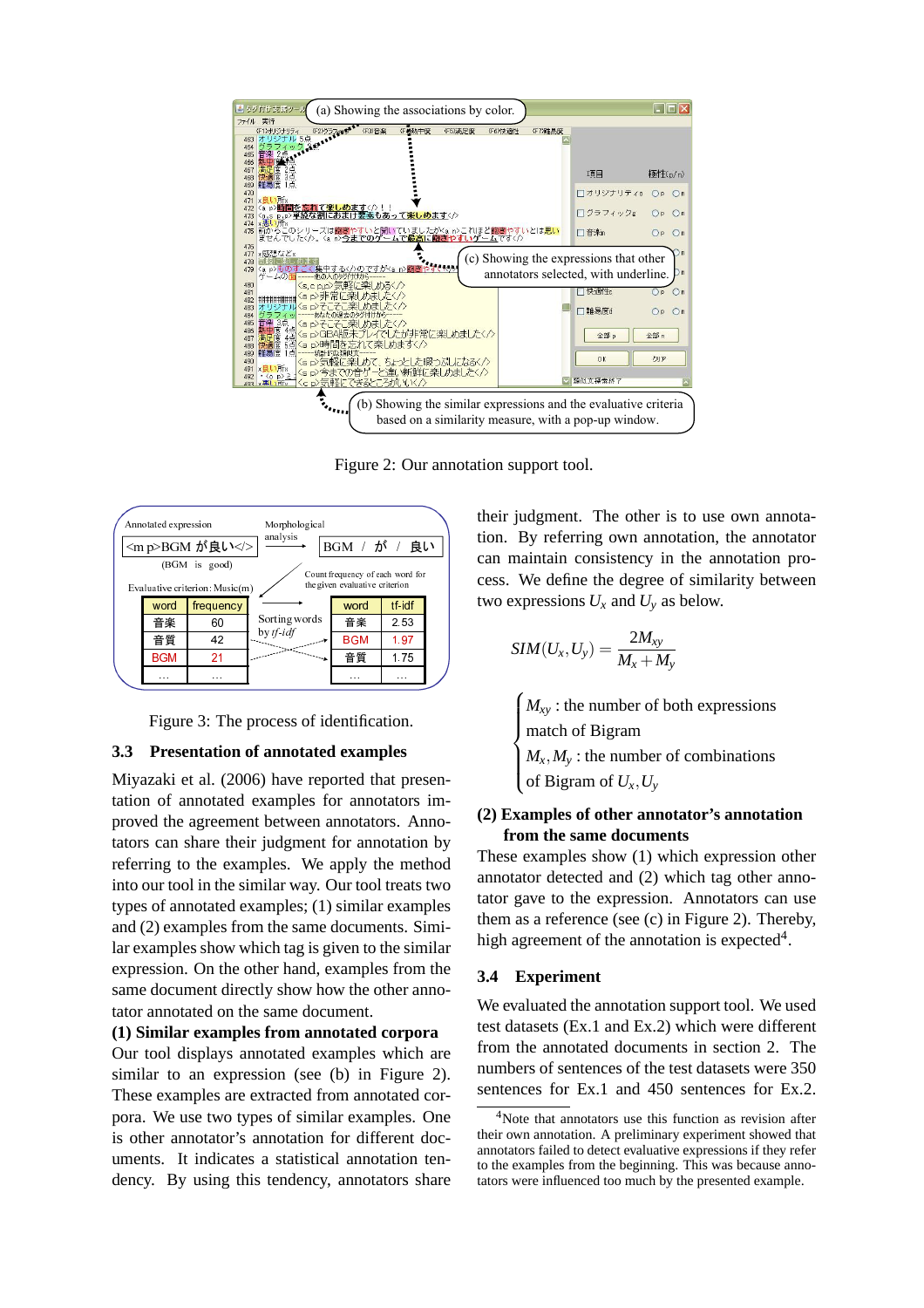Figure 2: Our annotation support tool.

Figure 3: The process of identification.

### 3.3 Presentation of annotated examples

Miyazaki et al. (2006) have reported that presentation of annotated examples for annotators improved the agreement between annotators. Annotators can share their judgment for annotation by referring to the examples. We apply the method into our tool in the similar way. Our tool treats two types of annotated examples; (1) similar examples and (2) examples from the same documents. Similar examples show which tag is given to the similar expression. On the other hand, examples from the same document directly show how the other annotator annotated on the same document.

**(1) Similar examples from annotated corpora**

Our tool displays annotated examples which are similar to an expression (see (b) in Figure 2). These examples are extracted from annotated corpora. We use two types of similar examples. One is other annotator's annotation for different documents. It indicates a statistical annotation tendency. By using this tendency, annotators share their judgment. The other is to use own annotation. By referring own annotation, the annotator can maintain consistency in the annotation process. We define the degree of similarity between two expressions $U_x$ and $U_y$ as below.

$$SIM(U_x, U_y) = \frac{2M_{xy}}{M_x + M_y}$$

- $M_{xy}$ : the number of both expressions match of Bigram
- $M_x, M_y$ : the number of combinations of Bigram of $U_x, U_y$

**(2) Examples of other annotator's annotation from the same documents**

These examples show (1) which expression other annotator detected and (2) which tag other annotator gave to the expression. Annotators can use them as a reference (see (c) in Figure 2). Thereby, high agreement of the annotation is expected[4].

### 3.4 Experiment

We evaluated the annotation support tool. We used test datasets (Ex.1 and Ex.2) which were different from the annotated documents in section 2. The numbers of sentences of the test datasets were 350 sentences for Ex.1 and 450 sentences for Ex.2.

[4]Note that annotators use this function as revision after their own annotation. A preliminary experiment showed that annotators failed to detect evaluative expressions if they refer to the examples from the beginning. This was because annotators were influenced too much by the presented example.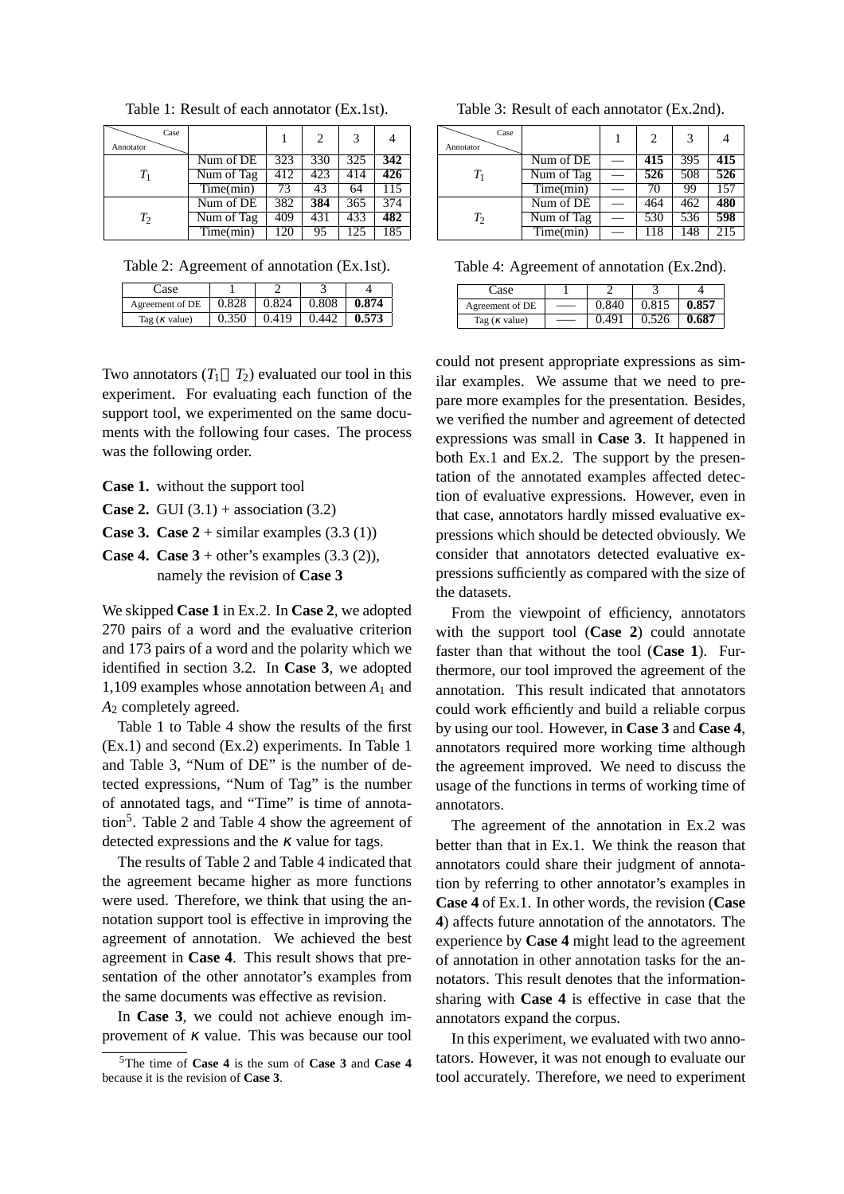Table 1: Result of each annotator (Ex.1st).

| Annotator \ Case | | 1 | 2 | 3 | 4 |
|---|---|---|---|---|---|
| $T_1$ | Num of DE | 323 | 330 | 325 | **342** |
| | Num of Tag | 412 | 423 | 414 | **426** |
| | Time(min) | 73 | 43 | 64 | 115 |
| $T_2$ | Num of DE | 382 | **384** | 365 | 374 |
| | Num of Tag | 409 | 431 | 433 | **482** |
| | Time(min) | 120 | 95 | 125 | 185 |

Table 2: Agreement of annotation (Ex.1st).

| Case | 1 | 2 | 3 | 4 |
|---|---|---|---|---|
| Agreement of DE | 0.828 | 0.824 | 0.808 | **0.874** |
| Tag ($\kappa$ value) | 0.350 | 0.419 | 0.442 | **0.573** |

Table 3: Result of each annotator (Ex.2nd).

| Annotator \ Case | | 1 | 2 | 3 | 4 |
|---|---|---|---|---|---|
| $T_1$ | Num of DE | — | **415** | 395 | **415** |
| | Num of Tag | — | **526** | 508 | **526** |
| | Time(min) | — | 70 | 99 | 157 |
| $T_2$ | Num of DE | — | 464 | 462 | **480** |
| | Num of Tag | — | 530 | 536 | **598** |
| | Time(min) | — | 118 | 148 | 215 |

Table 4: Agreement of annotation (Ex.2nd).

| Case | 1 | 2 | 3 | 4 |
|---|---|---|---|---|
| Agreement of DE | — | 0.840 | 0.815 | **0.857** |
| Tag ($\kappa$ value) | — | 0.491 | 0.526 | **0.687** |

Two annotators ($T_1$, $T_2$) evaluated our tool in this experiment. For evaluating each function of the support tool, we experimented on the same documents with the following four cases. The process was the following order.

**Case 1.** without the support tool

**Case 2.** GUI (3.1) + association (3.2)

**Case 3.** **Case 2** + similar examples (3.3 (1))

**Case 4.** **Case 3** + other's examples (3.3 (2)), namely the revision of **Case 3**

We skipped **Case 1** in Ex.2. In **Case 2**, we adopted 270 pairs of a word and the evaluative criterion and 173 pairs of a word and the polarity which we identified in section 3.2. In **Case 3**, we adopted 1,109 examples whose annotation between $A_1$ and $A_2$ completely agreed.

Table 1 to Table 4 show the results of the first (Ex.1) and second (Ex.2) experiments. In Table 1 and Table 3, "Num of DE" is the number of detected expressions, "Num of Tag" is the number of annotated tags, and "Time" is time of annotation[5]. Table 2 and Table 4 show the agreement of detected expressions and the $\kappa$ value for tags.

The results of Table 2 and Table 4 indicated that the agreement became higher as more functions were used. Therefore, we think that using the annotation support tool is effective in improving the agreement of annotation. We achieved the best agreement in **Case 4**. This result shows that presentation of the other annotator's examples from the same documents was effective as revision.

In **Case 3**, we could not achieve enough improvement of $\kappa$ value. This was because our tool could not present appropriate expressions as similar examples. We assume that we need to prepare more examples for the presentation. Besides, we verified the number and agreement of detected expressions was small in **Case 3**. It happened in both Ex.1 and Ex.2. The support by the presentation of the annotated examples affected detection of evaluative expressions. However, even in that case, annotators hardly missed evaluative expressions which should be detected obviously. We consider that annotators detected evaluative expressions sufficiently as compared with the size of the datasets.

From the viewpoint of efficiency, annotators with the support tool (**Case 2**) could annotate faster than that without the tool (**Case 1**). Furthermore, our tool improved the agreement of the annotation. This result indicated that annotators could work efficiently and build a reliable corpus by using our tool. However, in **Case 3** and **Case 4**, annotators required more working time although the agreement improved. We need to discuss the usage of the functions in terms of working time of annotators.

The agreement of the annotation in Ex.2 was better than that in Ex.1. We think the reason that annotators could share their judgment of annotation by referring to other annotator's examples in **Case 4** of Ex.1. In other words, the revision (**Case 4**) affects future annotation of the annotators. The experience by **Case 4** might lead to the agreement of annotation in other annotation tasks for the annotators. This result denotes that the information-sharing with **Case 4** is effective in case that the annotators expand the corpus.

In this experiment, we evaluated with two annotators. However, it was not enough to evaluate our tool accurately. Therefore, we need to experiment

[5] The time of **Case 4** is the sum of **Case 3** and **Case 4** because it is the revision of **Case 3**.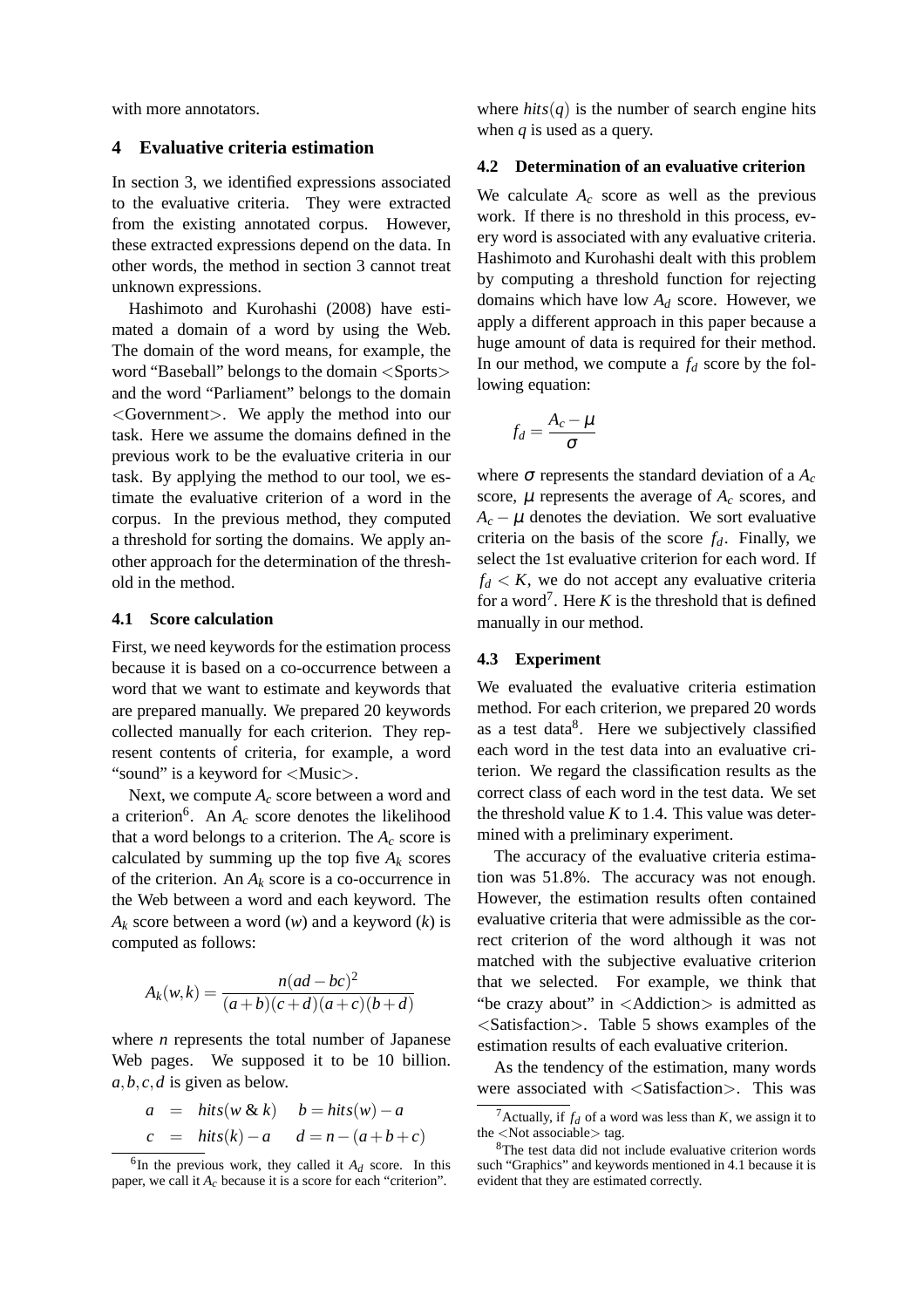with more annotators.

## 4 Evaluative criteria estimation

In section 3, we identified expressions associated to the evaluative criteria. They were extracted from the existing annotated corpus. However, these extracted expressions depend on the data. In other words, the method in section 3 cannot treat unknown expressions.

Hashimoto and Kurohashi (2008) have estimated a domain of a word by using the Web. The domain of the word means, for example, the word "Baseball" belongs to the domain <Sports> and the word "Parliament" belongs to the domain <Government>. We apply the method into our task. Here we assume the domains defined in the previous work to be the evaluative criteria in our task. By applying the method to our tool, we estimate the evaluative criterion of a word in the corpus. In the previous method, they computed a threshold for sorting the domains. We apply another approach for the determination of the threshold in the method.

### 4.1 Score calculation

First, we need keywords for the estimation process because it is based on a co-occurrence between a word that we want to estimate and keywords that are prepared manually. We prepared 20 keywords collected manually for each criterion. They represent contents of criteria, for example, a word "sound" is a keyword for <Music>.

Next, we compute $A_c$ score between a word and a criterion[6]. An $A_c$ score denotes the likelihood that a word belongs to a criterion. The $A_c$ score is calculated by summing up the top five $A_k$ scores of the criterion. An $A_k$ score is a co-occurrence in the Web between a word and each keyword. The $A_k$ score between a word ($w$) and a keyword ($k$) is computed as follows:

$$A_k(w,k) = \frac{n(ad-bc)^2}{(a+b)(c+d)(a+c)(b+d)}$$

where $n$ represents the total number of Japanese Web pages. We supposed it to be 10 billion. $a,b,c,d$ is given as below.

$$a = hits(w \,\&\, k) \quad b = hits(w) - a$$
$$c = hits(k) - a \quad d = n - (a+b+c)$$

where $hits(q)$ is the number of search engine hits when $q$ is used as a query.

### 4.2 Determination of an evaluative criterion

We calculate $A_c$ score as well as the previous work. If there is no threshold in this process, every word is associated with any evaluative criteria. Hashimoto and Kurohashi dealt with this problem by computing a threshold function for rejecting domains which have low $A_d$ score. However, we apply a different approach in this paper because a huge amount of data is required for their method. In our method, we compute a $f_d$ score by the following equation:

$$f_d = \frac{A_c - \mu}{\sigma}$$

where $\sigma$ represents the standard deviation of a $A_c$ score, $\mu$ represents the average of $A_c$ scores, and $A_c - \mu$ denotes the deviation. We sort evaluative criteria on the basis of the score $f_d$. Finally, we select the 1st evaluative criterion for each word. If $f_d < K$, we do not accept any evaluative criteria for a word[7]. Here $K$ is the threshold that is defined manually in our method.

### 4.3 Experiment

We evaluated the evaluative criteria estimation method. For each criterion, we prepared 20 words as a test data[8]. Here we subjectively classified each word in the test data into an evaluative criterion. We regard the classification results as the correct class of each word in the test data. We set the threshold value $K$ to 1.4. This value was determined with a preliminary experiment.

The accuracy of the evaluative criteria estimation was 51.8%. The accuracy was not enough. However, the estimation results often contained evaluative criteria that were admissible as the correct criterion of the word although it was not matched with the subjective evaluative criterion that we selected. For example, we think that "be crazy about" in <Addiction> is admitted as <Satisfaction>. Table 5 shows examples of the estimation results of each evaluative criterion.

As the tendency of the estimation, many words were associated with <Satisfaction>. This was

[6] In the previous work, they called it $A_d$ score. In this paper, we call it $A_c$ because it is a score for each "criterion".

[7] Actually, if $f_d$ of a word was less than $K$, we assign it to the <Not associable> tag.

[8] The test data did not include evaluative criterion words such "Graphics" and keywords mentioned in 4.1 because it is evident that they are estimated correctly.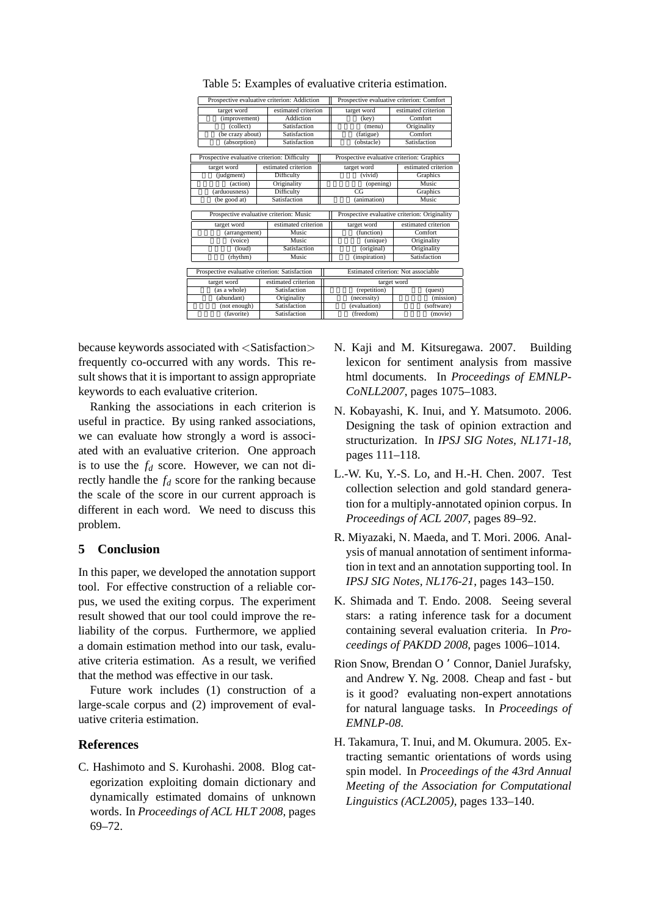Table 5: Examples of evaluative criteria estimation.

| Prospective evaluative criterion: Addiction | |
|---|---|
| target word | estimated criterion |
| (improvement) | Addiction |
| (collect) | Satisfaction |
| (be crazy about) | Satisfaction |
| (absorption) | Satisfaction |

| Prospective evaluative criterion: Comfort | |
|---|---|
| target word | estimated criterion |
| (key) | Comfort |
| (menu) | Originality |
| (fatigue) | Comfort |
| (obstacle) | Satisfaction |

| Prospective evaluative criterion: Difficulty | |
|---|---|
| target word | estimated criterion |
| (judgment) | Difficulty |
| (action) | Originality |
| (arduousness) | Difficulty |
| (be good at) | Satisfaction |

| Prospective evaluative criterion: Graphics | |
|---|---|
| target word | estimated criterion |
| (vivid) | Graphics |
| (opening) | Music |
| CG | Graphics |
| (animation) | Music |

| Prospective evaluative criterion: Music | |
|---|---|
| target word | estimated criterion |
| (arrangement) | Music |
| (voice) | Music |
| (loud) | Satisfaction |
| (rhythm) | Music |

| Prospective evaluative criterion: Originality | |
|---|---|
| target word | estimated criterion |
| (function) | Comfort |
| (unique) | Originality |
| (original) | Originality |
| (inspiration) | Satisfaction |

| Prospective evaluative criterion: Satisfaction | |
|---|---|
| target word | estimated criterion |
| (as a whole) | Satisfaction |
| (abundant) | Originality |
| (not enough) | Satisfaction |
| (favorite) | Satisfaction |

| Estimated criterion: Not associable | |
|---|---|
| target word | |
| (repetition) | (quest) |
| (necessity) | (mission) |
| (evaluation) | (software) |
| (freedom) | (movie) |

because keywords associated with <Satisfaction> frequently co-occurred with any words. This result shows that it is important to assign appropriate keywords to each evaluative criterion.

Ranking the associations in each criterion is useful in practice. By using ranked associations, we can evaluate how strongly a word is associated with an evaluative criterion. One approach is to use the $f_d$ score. However, we can not directly handle the $f_d$ score for the ranking because the scale of the score in our current approach is different in each word. We need to discuss this problem.

## 5 Conclusion

In this paper, we developed the annotation support tool. For effective construction of a reliable corpus, we used the exiting corpus. The experiment result showed that our tool could improve the reliability of the corpus. Furthermore, we applied a domain estimation method into our task, evaluative criteria estimation. As a result, we verified that the method was effective in our task.

Future work includes (1) construction of a large-scale corpus and (2) improvement of evaluative criteria estimation.

## References

C. Hashimoto and S. Kurohashi. 2008. Blog categorization exploiting domain dictionary and dynamically estimated domains of unknown words. In *Proceedings of ACL HLT 2008*, pages 69–72.

N. Kaji and M. Kitsuregawa. 2007. Building lexicon for sentiment analysis from massive html documents. In *Proceedings of EMNLP-CoNLL2007*, pages 1075–1083.

N. Kobayashi, K. Inui, and Y. Matsumoto. 2006. Designing the task of opinion extraction and structurization. In *IPSJ SIG Notes, NL171-18*, pages 111–118.

L.-W. Ku, Y.-S. Lo, and H.-H. Chen. 2007. Test collection selection and gold standard generation for a multiply-annotated opinion corpus. In *Proceedings of ACL 2007*, pages 89–92.

R. Miyazaki, N. Maeda, and T. Mori. 2006. Analysis of manual annotation of sentiment information in text and an annotation supporting tool. In *IPSJ SIG Notes, NL176-21*, pages 143–150.

K. Shimada and T. Endo. 2008. Seeing several stars: a rating inference task for a document containing several evaluation criteria. In *Proceedings of PAKDD 2008*, pages 1006–1014.

Rion Snow, Brendan O'Connor, Daniel Jurafsky, and Andrew Y. Ng. 2008. Cheap and fast - but is it good? evaluating non-expert annotations for natural language tasks. In *Proceedings of EMNLP-08*.

H. Takamura, T. Inui, and M. Okumura. 2005. Extracting semantic orientations of words using spin model. In *Proceedings of the 43rd Annual Meeting of the Association for Computational Linguistics (ACL2005)*, pages 133–140.